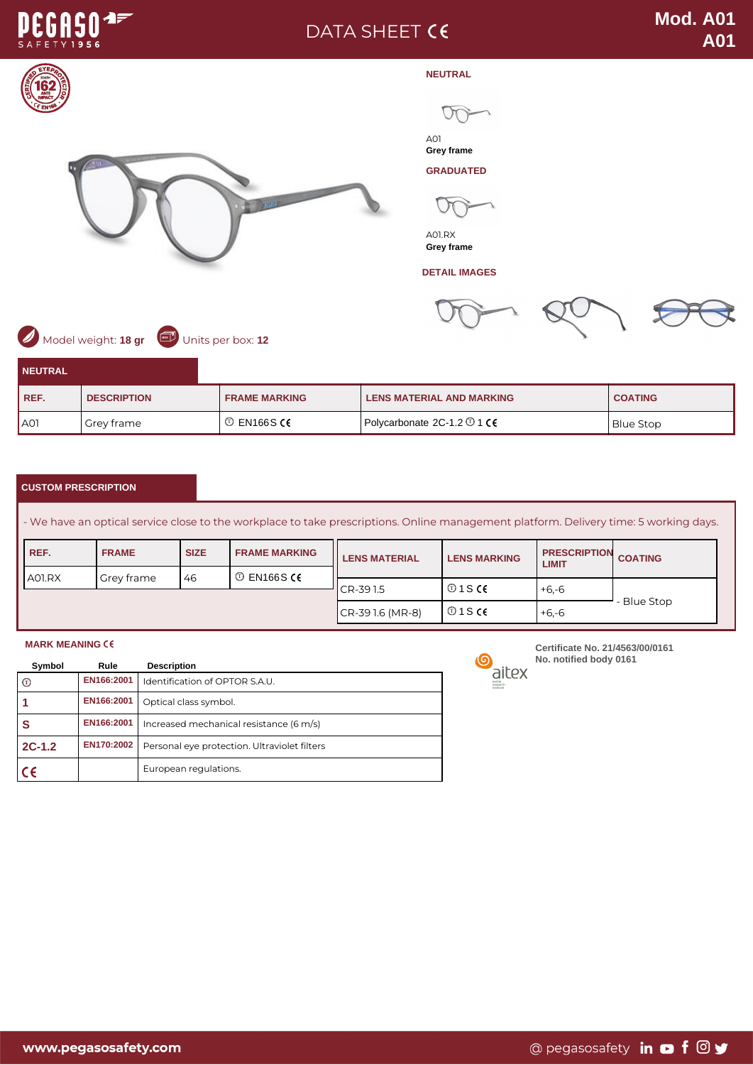# DATA SHEET CE

**Mod. A01**
**A01**

## NEUTRAL

A01
**Grey frame**

## GRADUATED

A01.RX
**Grey frame**

## DETAIL IMAGES

Model weight: **18 gr**    Units per box: **12**

## NEUTRAL

| REF. | DESCRIPTION | FRAME MARKING | LENS MATERIAL AND MARKING | COATING |
|---|---|---|---|---|
| A01 | Grey frame | ⓘ EN166S CE | Polycarbonate 2C-1.2 ⓘ 1 CE | Blue Stop |

## CUSTOM PRESCRIPTION

- We have an optical service close to the workplace to take prescriptions. Online management platform. Delivery time: 5 working days.

| REF. | FRAME | SIZE | FRAME MARKING |
|---|---|---|---|
| A01.RX | Grey frame | 46 | ⓘ EN166S CE |

| LENS MATERIAL | LENS MARKING | PRESCRIPTION LIMIT | COATING |
|---|---|---|---|
| CR-39 1.5 | ⓘ 1 S CE | +6,-6 | - Blue Stop |
| CR-39 1.6 (MR-8) | ⓘ 1 S CE | +6,-6 | |

## MARK MEANING CE

| Symbol | Rule | Description |
|---|---|---|
| ⓘ | EN166:2001 | Identification of OPTOR S.A.U. |
| 1 | EN166:2001 | Optical class symbol. |
| S | EN166:2001 | Increased mechanical resistance (6 m/s) |
| 2C-1.2 | EN170:2002 | Personal eye protection. Ultraviolet filters |
| CE | | European regulations. |

**Certificate No. 21/4563/00/0161**
**No. notified body 0161**

www.pegasosafety.com    @ pegasosafety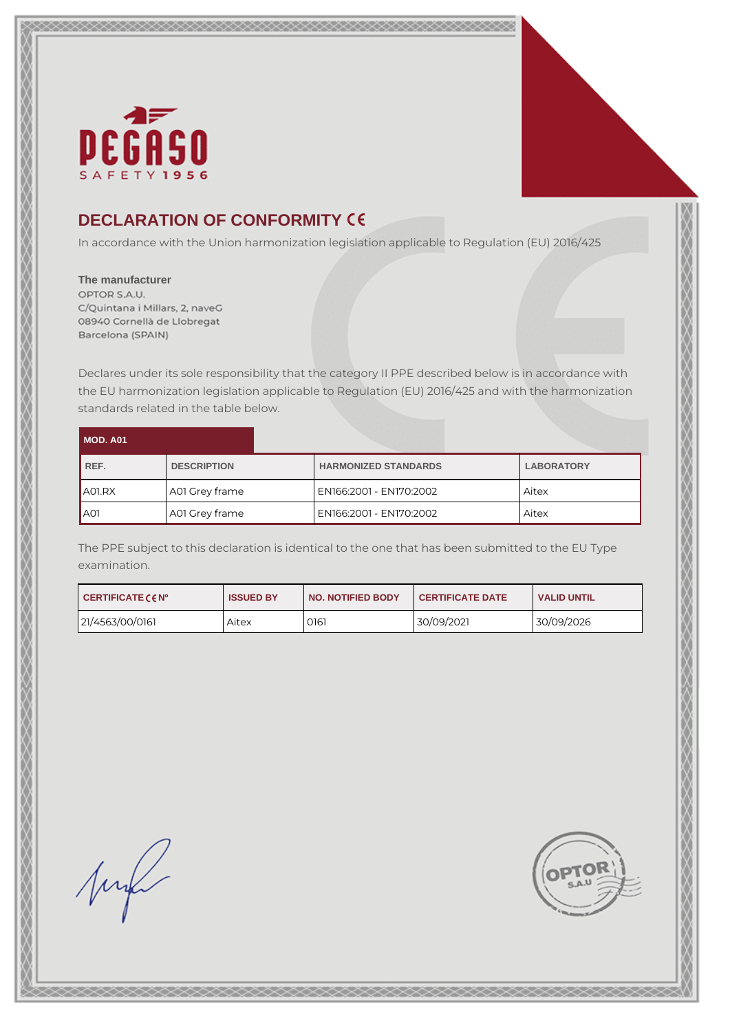PEGASO
SAFETY 1956

## DECLARATION OF CONFORMITY CE

In accordance with the Union harmonization legislation applicable to Regulation (EU) 2016/425

**The manufacturer**
OPTOR S.A.U.
C/Quintana i Millars, 2, naveG
08940 Cornellà de Llobregat
Barcelona (SPAIN)

Declares under its sole responsibility that the category II PPE described below is in accordance with the EU harmonization legislation applicable to Regulation (EU) 2016/425 and with the harmonization standards related in the table below.

**MOD. A01**

| REF. | DESCRIPTION | HARMONIZED STANDARDS | LABORATORY |
|---|---|---|---|
| A01.RX | A01 Grey frame | EN166:2001 - EN170:2002 | Aitex |
| A01 | A01 Grey frame | EN166:2001 - EN170:2002 | Aitex |

The PPE subject to this declaration is identical to the one that has been submitted to the EU Type examination.

| CERTIFICATE CE Nº | ISSUED BY | NO. NOTIFIED BODY | CERTIFICATE DATE | VALID UNTIL |
|---|---|---|---|---|
| 21/4563/00/0161 | Aitex | 0161 | 30/09/2021 | 30/09/2026 |

OPTOR S.A.U